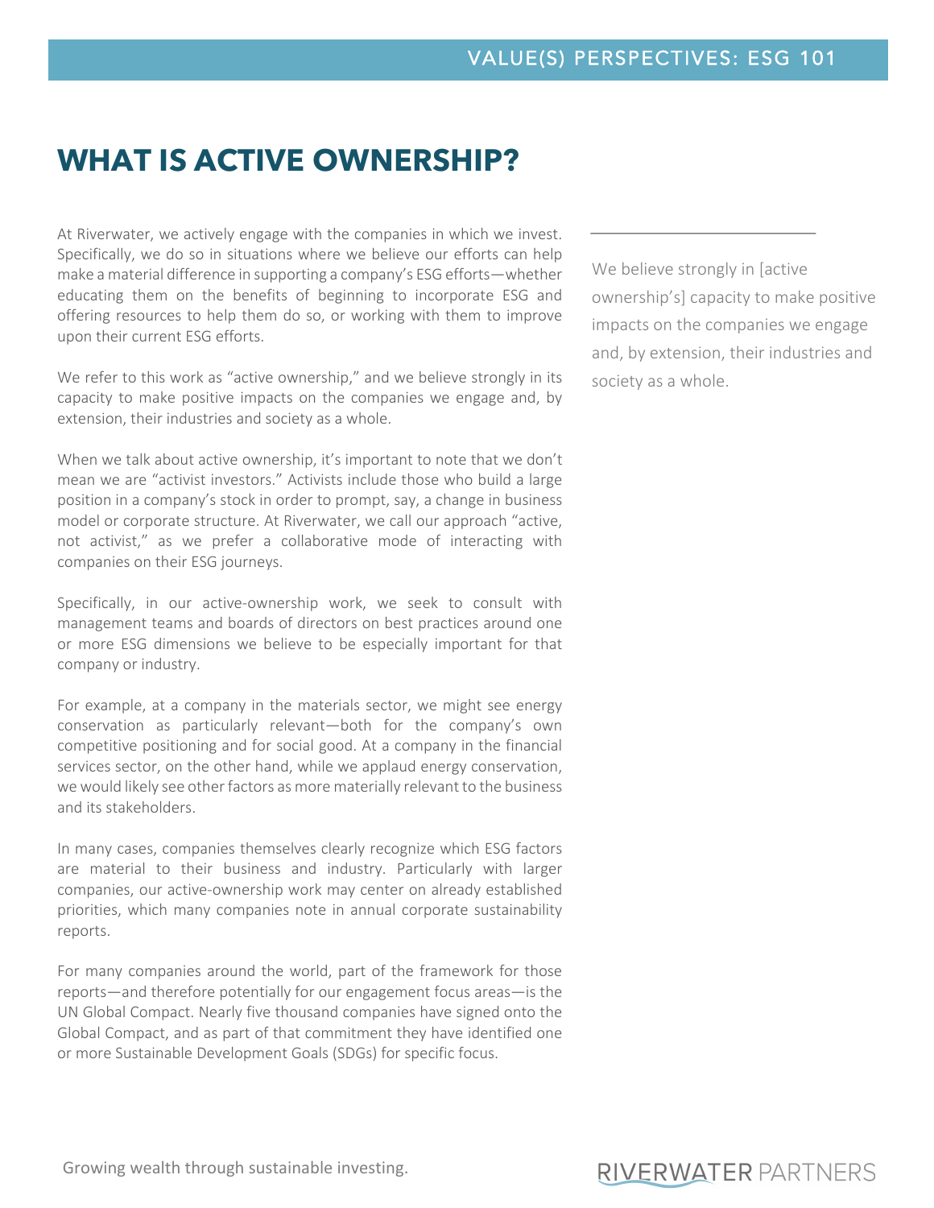# WHAT IS ACTIVE OWNERSHIP?

At Riverwater, we actively engage with the companies in which we invest. Specifically, we do so in situations where we believe our efforts can help make a material difference in supporting a company's ESG efforts—whether educating them on the benefits of beginning to incorporate ESG and offering resources to help them do so, or working with them to improve upon their current ESG efforts.

We refer to this work as "active ownership," and we believe strongly in its capacity to make positive impacts on the companies we engage and, by extension, their industries and society as a whole.

> We believe strongly in [active ownership's] capacity to make positive impacts on the companies we engage and, by extension, their industries and society as a whole.

When we talk about active ownership, it's important to note that we don't mean we are "activist investors." Activists include those who build a large position in a company's stock in order to prompt, say, a change in business model or corporate structure. At Riverwater, we call our approach "active, not activist," as we prefer a collaborative mode of interacting with companies on their ESG journeys.

Specifically, in our active-ownership work, we seek to consult with management teams and boards of directors on best practices around one or more ESG dimensions we believe to be especially important for that company or industry.

For example, at a company in the materials sector, we might see energy conservation as particularly relevant—both for the company's own competitive positioning and for social good. At a company in the financial services sector, on the other hand, while we applaud energy conservation, we would likely see other factors as more materially relevant to the business and its stakeholders.

In many cases, companies themselves clearly recognize which ESG factors are material to their business and industry. Particularly with larger companies, our active-ownership work may center on already established priorities, which many companies note in annual corporate sustainability reports.

For many companies around the world, part of the framework for those reports—and therefore potentially for our engagement focus areas—is the UN Global Compact. Nearly five thousand companies have signed onto the Global Compact, and as part of that commitment they have identified one or more Sustainable Development Goals (SDGs) for specific focus.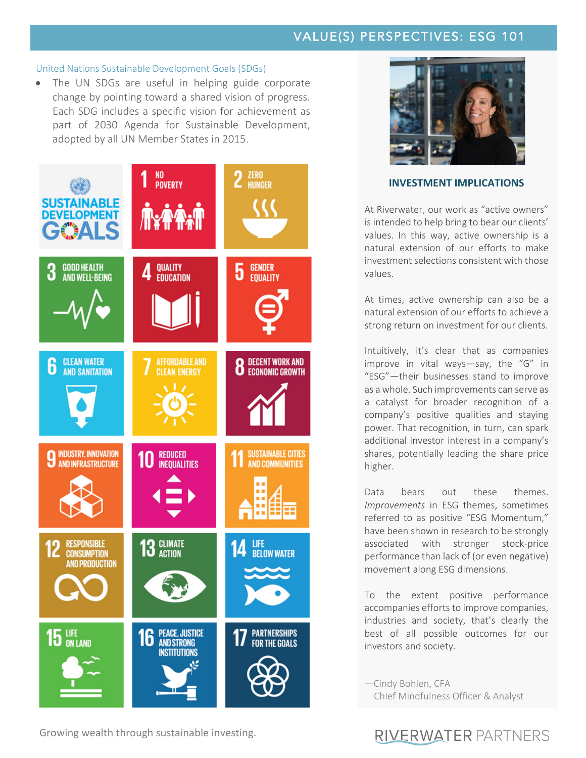United Nations Sustainable Development Goals (SDGs)

- The UN SDGs are useful in helping guide corporate change by pointing toward a shared vision of progress. Each SDG includes a specific vision for achievement as part of 2030 Agenda for Sustainable Development, adopted by all UN Member States in 2015.

SUSTAINABLE DEVELOPMENT GOALS

1 NO POVERTY
2 ZERO HUNGER
3 GOOD HEALTH AND WELL-BEING
4 QUALITY EDUCATION
5 GENDER EQUALITY
6 CLEAN WATER AND SANITATION
7 AFFORDABLE AND CLEAN ENERGY
8 DECENT WORK AND ECONOMIC GROWTH
9 INDUSTRY, INNOVATION AND INFRASTRUCTURE
10 REDUCED INEQUALITIES
11 SUSTAINABLE CITIES AND COMMUNITIES
12 RESPONSIBLE CONSUMPTION AND PRODUCTION
13 CLIMATE ACTION
14 LIFE BELOW WATER
15 LIFE ON LAND
16 PEACE, JUSTICE AND STRONG INSTITUTIONS
17 PARTNERSHIPS FOR THE GOALS

## INVESTMENT IMPLICATIONS

At Riverwater, our work as "active owners" is intended to help bring to bear our clients' values. In this way, active ownership is a natural extension of our efforts to make investment selections consistent with those values.

At times, active ownership can also be a natural extension of our efforts to achieve a strong return on investment for our clients.

Intuitively, it's clear that as companies improve in vital ways—say, the "G" in "ESG"—their businesses stand to improve as a whole. Such improvements can serve as a catalyst for broader recognition of a company's positive qualities and staying power. That recognition, in turn, can spark additional investor interest in a company's shares, potentially leading the share price higher.

Data bears out these themes. *Improvements* in ESG themes, sometimes referred to as positive "ESG Momentum," have been shown in research to be strongly associated with stronger stock-price performance than lack of (or even negative) movement along ESG dimensions.

To the extent positive performance accompanies efforts to improve companies, industries and society, that's clearly the best of all possible outcomes for our investors and society.

—Cindy Bohlen, CFA
Chief Mindfulness Officer & Analyst

Growing wealth through sustainable investing.